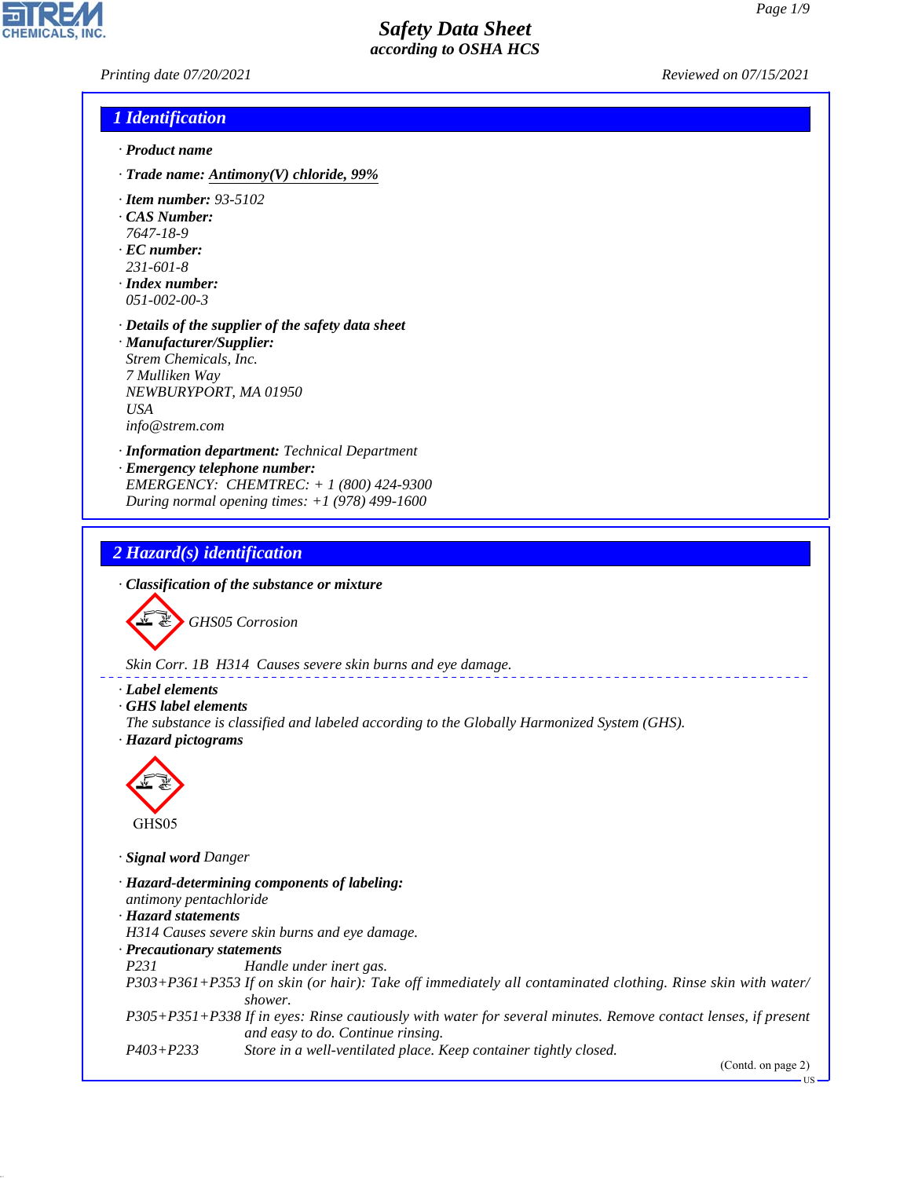# Safety Data Sheet
*according to OSHA HCS*

*Printing date 07/20/2021* *Reviewed on 07/15/2021*

## 1 Identification

· **Product name**

· **Trade name:** Antimony(V) chloride, 99%

· **Item number:** 93-5102
· **CAS Number:**
7647-18-9
· **EC number:**
231-601-8
· **Index number:**
051-002-00-3

· **Details of the supplier of the safety data sheet**
· **Manufacturer/Supplier:**
Strem Chemicals, Inc.
7 Mulliken Way
NEWBURYPORT, MA 01950
USA
info@strem.com

· **Information department:** Technical Department
· **Emergency telephone number:**
EMERGENCY: CHEMTREC: + 1 (800) 424-9300
During normal opening times: +1 (978) 499-1600

## 2 Hazard(s) identification

· **Classification of the substance or mixture**

GHS05 Corrosion

Skin Corr. 1B H314 Causes severe skin burns and eye damage.

· **Label elements**
· **GHS label elements**
The substance is classified and labeled according to the Globally Harmonized System (GHS).
· **Hazard pictograms**

GHS05

· **Signal word** Danger

· **Hazard-determining components of labeling:**
antimony pentachloride
· **Hazard statements**
H314 Causes severe skin burns and eye damage.
· **Precautionary statements**

| | |
|---|---|
| P231 | Handle under inert gas. |
| P303+P361+P353 | If on skin (or hair): Take off immediately all contaminated clothing. Rinse skin with water/shower. |
| P305+P351+P338 | If in eyes: Rinse cautiously with water for several minutes. Remove contact lenses, if present and easy to do. Continue rinsing. |
| P403+P233 | Store in a well-ventilated place. Keep container tightly closed. |

(Contd. on page 2)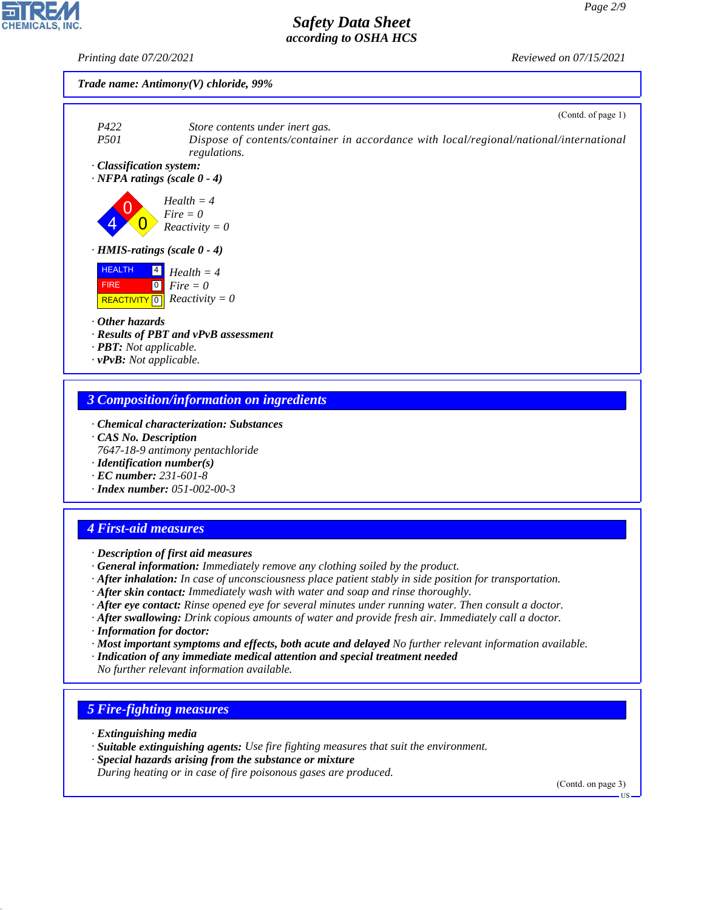*Trade name: Antimony(V) chloride, 99%*

(Contd. of page 1)

| | |
|---|---|
| P422 | Store contents under inert gas. |
| P501 | Dispose of contents/container in accordance with local/regional/national/international regulations. |

· **Classification system:**

· **NFPA ratings (scale 0 - 4)**

Health = 4
Fire = 0
Reactivity = 0

· **HMIS-ratings (scale 0 - 4)**

| | |
|---|---|
| HEALTH | 4 |
| FIRE | 0 |
| REACTIVITY | 0 |

Health = 4
Fire = 0
Reactivity = 0

· **Other hazards**
· **Results of PBT and vPvB assessment**
· **PBT:** Not applicable.
· **vPvB:** Not applicable.

## 3 Composition/information on ingredients

· **Chemical characterization: Substances**
· **CAS No. Description**
7647-18-9 antimony pentachloride
· **Identification number(s)**
· **EC number:** 231-601-8
· **Index number:** 051-002-00-3

## 4 First-aid measures

· **Description of first aid measures**
· **General information:** Immediately remove any clothing soiled by the product.
· **After inhalation:** In case of unconsciousness place patient stably in side position for transportation.
· **After skin contact:** Immediately wash with water and soap and rinse thoroughly.
· **After eye contact:** Rinse opened eye for several minutes under running water. Then consult a doctor.
· **After swallowing:** Drink copious amounts of water and provide fresh air. Immediately call a doctor.
· **Information for doctor:**
· **Most important symptoms and effects, both acute and delayed** No further relevant information available.
· **Indication of any immediate medical attention and special treatment needed**
No further relevant information available.

## 5 Fire-fighting measures

· **Extinguishing media**
· **Suitable extinguishing agents:** Use fire fighting measures that suit the environment.
· **Special hazards arising from the substance or mixture**
During heating or in case of fire poisonous gases are produced.

(Contd. on page 3)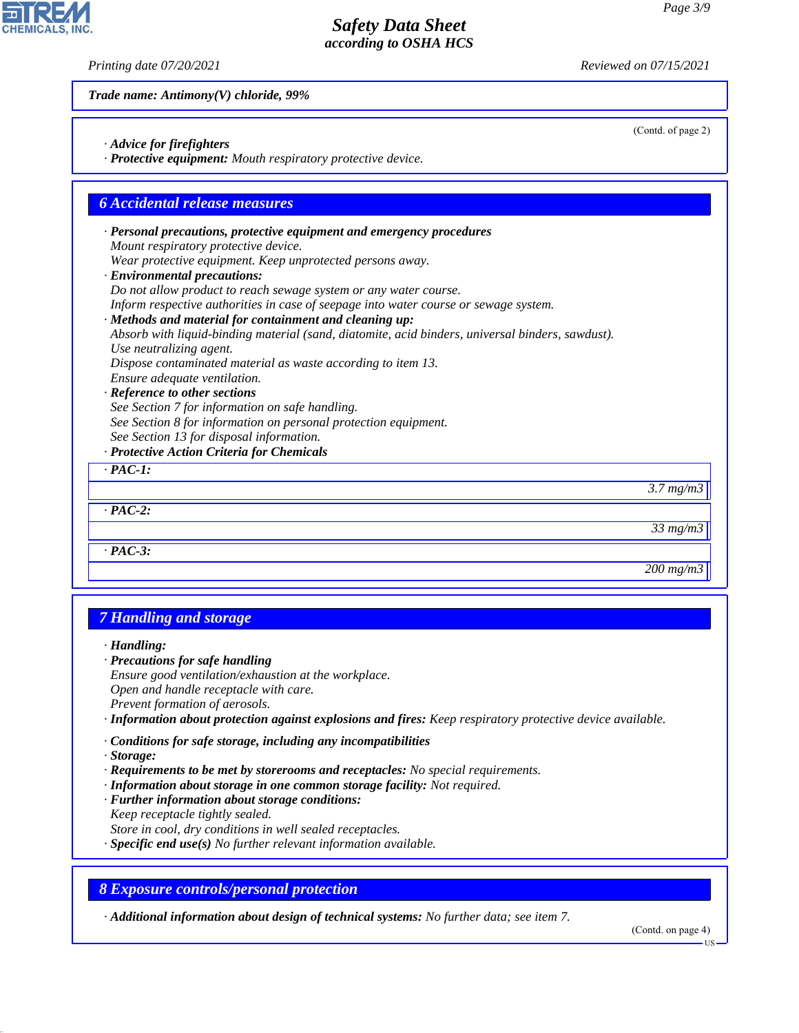Trade name: Antimony(V) chloride, 99%

(Contd. of page 2)

· **Advice for firefighters**
· **Protective equipment:** Mouth respiratory protective device.

## 6 Accidental release measures

· **Personal precautions, protective equipment and emergency procedures**
Mount respiratory protective device.
Wear protective equipment. Keep unprotected persons away.
· **Environmental precautions:**
Do not allow product to reach sewage system or any water course.
Inform respective authorities in case of seepage into water course or sewage system.
· **Methods and material for containment and cleaning up:**
Absorb with liquid-binding material (sand, diatomite, acid binders, universal binders, sawdust).
Use neutralizing agent.
Dispose contaminated material as waste according to item 13.
Ensure adequate ventilation.
· **Reference to other sections**
See Section 7 for information on safe handling.
See Section 8 for information on personal protection equipment.
See Section 13 for disposal information.
· **Protective Action Criteria for Chemicals**

| · PAC-1: |
|---|
| 3.7 mg/m3 |

| · PAC-2: |
|---|
| 33 mg/m3 |

| · PAC-3: |
|---|
| 200 mg/m3 |

## 7 Handling and storage

· **Handling:**
· **Precautions for safe handling**
Ensure good ventilation/exhaustion at the workplace.
Open and handle receptacle with care.
Prevent formation of aerosols.
· **Information about protection against explosions and fires:** Keep respiratory protective device available.

· **Conditions for safe storage, including any incompatibilities**
· **Storage:**
· **Requirements to be met by storerooms and receptacles:** No special requirements.
· **Information about storage in one common storage facility:** Not required.
· **Further information about storage conditions:**
Keep receptacle tightly sealed.
Store in cool, dry conditions in well sealed receptacles.
· **Specific end use(s)** No further relevant information available.

## 8 Exposure controls/personal protection

· **Additional information about design of technical systems:** No further data; see item 7.

(Contd. on page 4)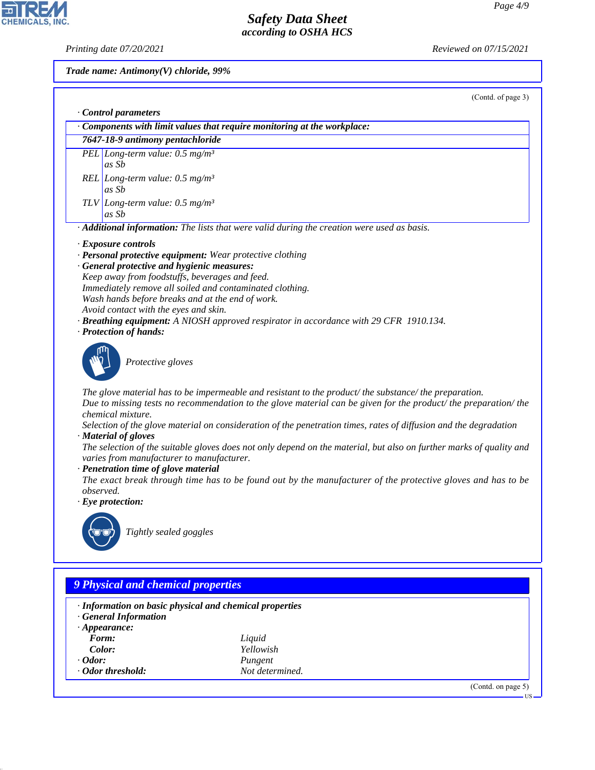Trade name: Antimony(V) chloride, 99%

(Contd. of page 3)

· **Control parameters**

| · **Components with limit values that require monitoring at the workplace:** | |
|---|---|
| **7647-18-9 antimony pentachloride** | |
| PEL | Long-term value: 0.5 mg/m³ as Sb |
| REL | Long-term value: 0.5 mg/m³ as Sb |
| TLV | Long-term value: 0.5 mg/m³ as Sb |

· **Additional information:** The lists that were valid during the creation were used as basis.

· **Exposure controls**
· **Personal protective equipment:** Wear protective clothing
· **General protective and hygienic measures:**
Keep away from foodstuffs, beverages and feed.
Immediately remove all soiled and contaminated clothing.
Wash hands before breaks and at the end of work.
Avoid contact with the eyes and skin.
· **Breathing equipment:** A NIOSH approved respirator in accordance with 29 CFR 1910.134.
· **Protection of hands:**

Protective gloves

The glove material has to be impermeable and resistant to the product/ the substance/ the preparation.
Due to missing tests no recommendation to the glove material can be given for the product/ the preparation/ the chemical mixture.
Selection of the glove material on consideration of the penetration times, rates of diffusion and the degradation
· **Material of gloves**
The selection of the suitable gloves does not only depend on the material, but also on further marks of quality and varies from manufacturer to manufacturer.
· **Penetration time of glove material**
The exact break through time has to be found out by the manufacturer of the protective gloves and has to be observed.
· **Eye protection:**

Tightly sealed goggles

## 9 Physical and chemical properties

· **Information on basic physical and chemical properties**
· **General Information**
· **Appearance:**

| | |
|---|---|
| **Form:** | Liquid |
| **Color:** | Yellowish |
| · **Odor:** | Pungent |
| · **Odor threshold:** | Not determined. |

(Contd. on page 5)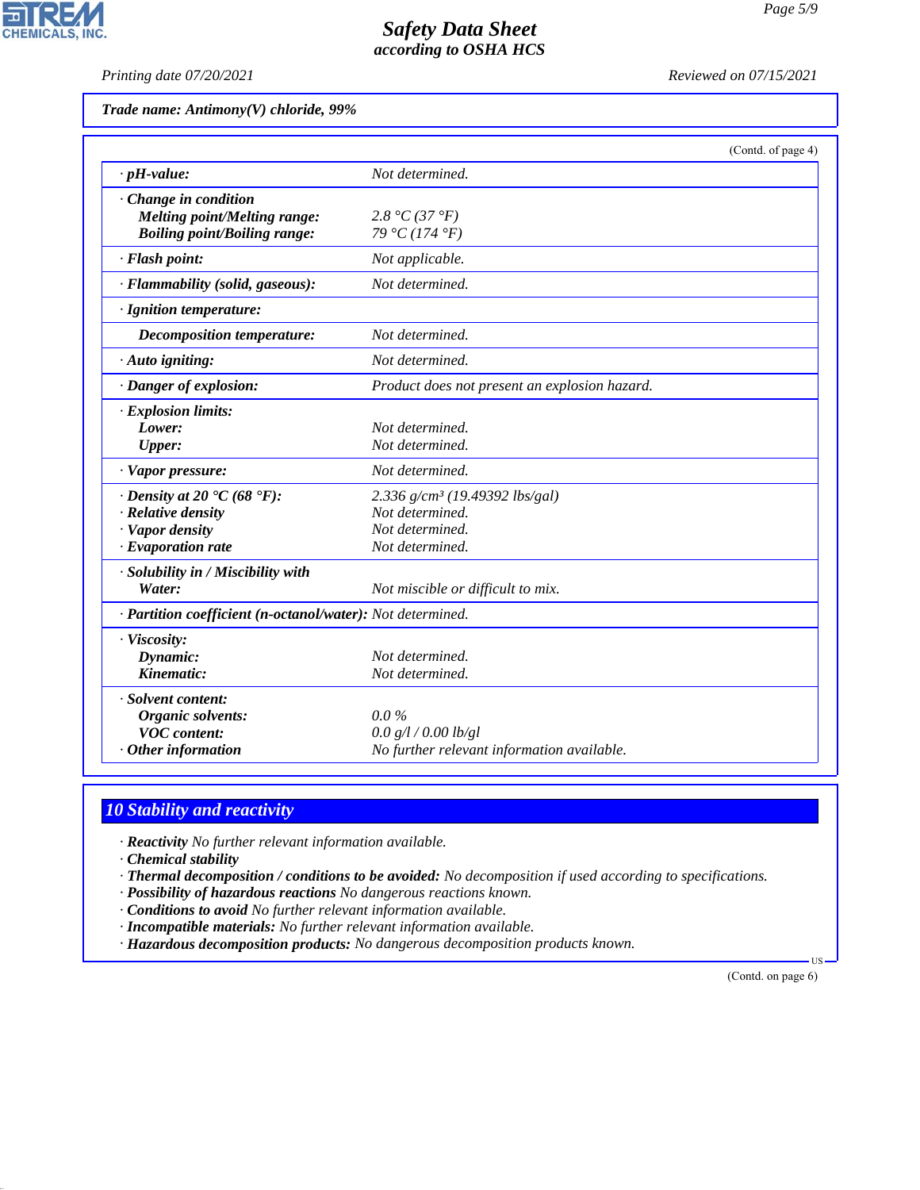Trade name: Antimony(V) chloride, 99%

(Contd. of page 4)

| | |
|---|---|
| · **pH-value:** | Not determined. |
| · **Change in condition** | |
| **Melting point/Melting range:** | 2.8 °C (37 °F) |
| **Boiling point/Boiling range:** | 79 °C (174 °F) |
| · **Flash point:** | Not applicable. |
| · **Flammability (solid, gaseous):** | Not determined. |
| · **Ignition temperature:** | |
| **Decomposition temperature:** | Not determined. |
| · **Auto igniting:** | Not determined. |
| · **Danger of explosion:** | Product does not present an explosion hazard. |
| · **Explosion limits:** | |
| **Lower:** | Not determined. |
| **Upper:** | Not determined. |
| · **Vapor pressure:** | Not determined. |
| · **Density at 20 °C (68 °F):** | 2.336 g/cm³ (19.49392 lbs/gal) |
| · **Relative density** | Not determined. |
| · **Vapor density** | Not determined. |
| · **Evaporation rate** | Not determined. |
| · **Solubility in / Miscibility with** | |
| **Water:** | Not miscible or difficult to mix. |
| · **Partition coefficient (n-octanol/water):** | Not determined. |
| · **Viscosity:** | |
| **Dynamic:** | Not determined. |
| **Kinematic:** | Not determined. |
| · **Solvent content:** | |
| **Organic solvents:** | 0.0 % |
| **VOC content:** | 0.0 g/l / 0.00 lb/gl |
| · **Other information** | No further relevant information available. |

## 10 Stability and reactivity

· **Reactivity** No further relevant information available.
· **Chemical stability**
· **Thermal decomposition / conditions to be avoided:** No decomposition if used according to specifications.
· **Possibility of hazardous reactions** No dangerous reactions known.
· **Conditions to avoid** No further relevant information available.
· **Incompatible materials:** No further relevant information available.
· **Hazardous decomposition products:** No dangerous decomposition products known.

(Contd. on page 6)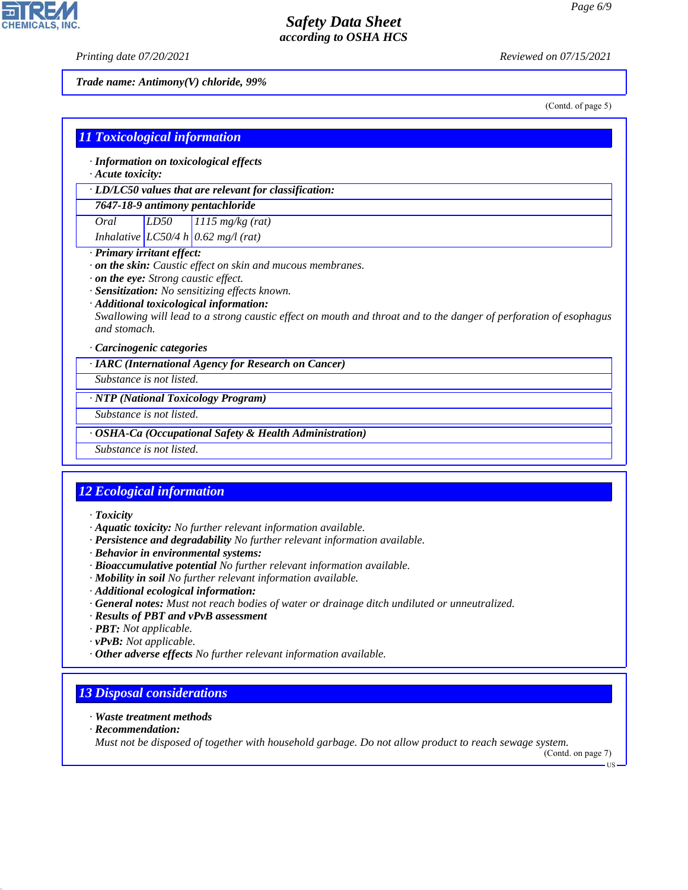Trade name: Antimony(V) chloride, 99%

(Contd. of page 5)

## 11 Toxicological information

· **Information on toxicological effects**
· **Acute toxicity:**

| · LD/LC50 values that are relevant for classification: | | |
|---|---|---|
| **7647-18-9 antimony pentachloride** | | |
| Oral | LD50 | 1115 mg/kg (rat) |
| Inhalative | LC50/4 h | 0.62 mg/l (rat) |

· **Primary irritant effect:**
· **on the skin:** Caustic effect on skin and mucous membranes.
· **on the eye:** Strong caustic effect.
· **Sensitization:** No sensitizing effects known.
· **Additional toxicological information:**
Swallowing will lead to a strong caustic effect on mouth and throat and to the danger of perforation of esophagus and stomach.

· **Carcinogenic categories**

| · IARC (International Agency for Research on Cancer) |
|---|
| Substance is not listed. |

| · NTP (National Toxicology Program) |
|---|
| Substance is not listed. |

| · OSHA-Ca (Occupational Safety & Health Administration) |
|---|
| Substance is not listed. |

## 12 Ecological information

· **Toxicity**
· **Aquatic toxicity:** No further relevant information available.
· **Persistence and degradability** No further relevant information available.
· **Behavior in environmental systems:**
· **Bioaccumulative potential** No further relevant information available.
· **Mobility in soil** No further relevant information available.
· **Additional ecological information:**
· **General notes:** Must not reach bodies of water or drainage ditch undiluted or unneutralized.
· **Results of PBT and vPvB assessment**
· **PBT:** Not applicable.
· **vPvB:** Not applicable.
· **Other adverse effects** No further relevant information available.

## 13 Disposal considerations

· **Waste treatment methods**
· **Recommendation:**
Must not be disposed of together with household garbage. Do not allow product to reach sewage system.

(Contd. on page 7)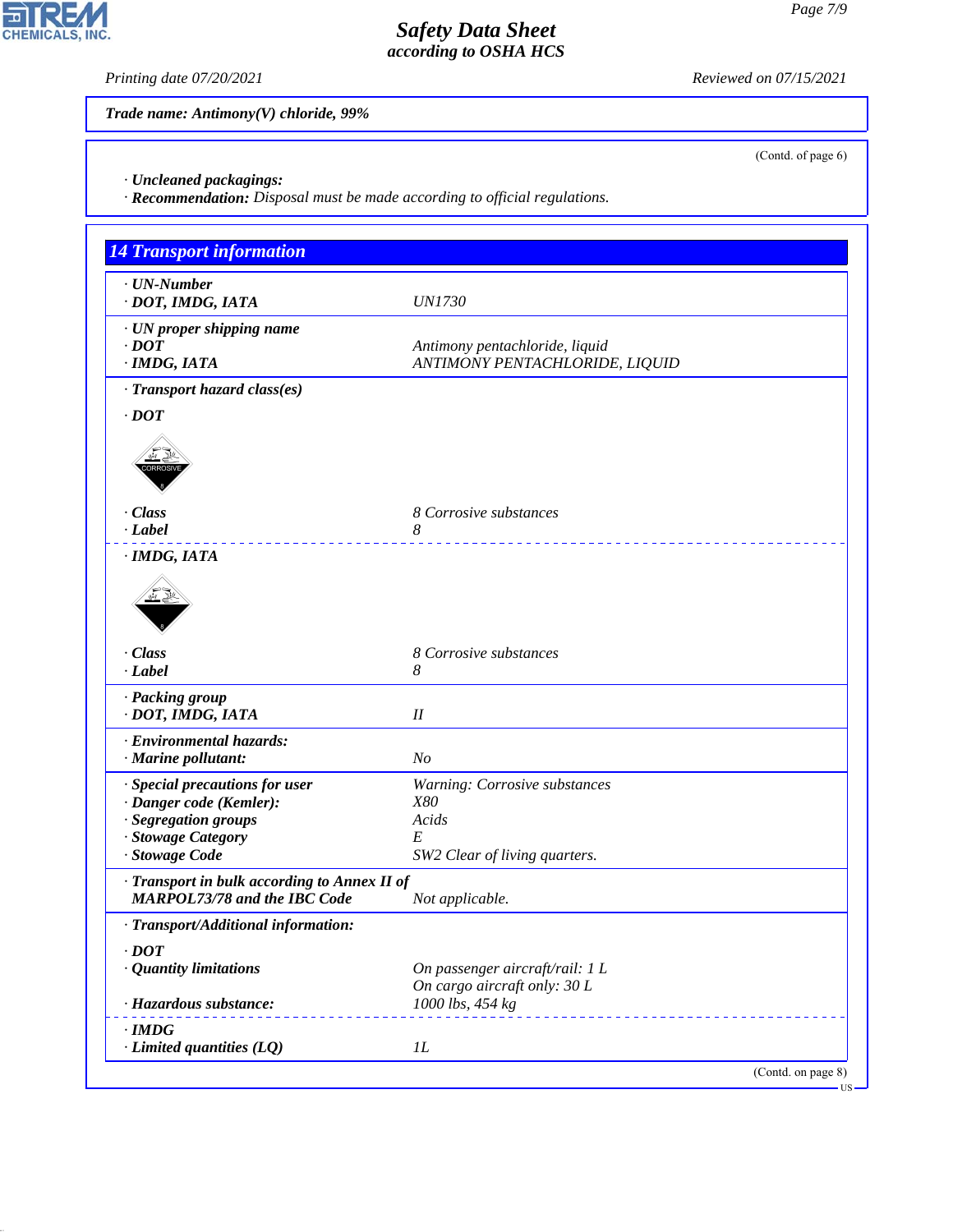**Trade name: Antimony(V) chloride, 99%**

(Contd. of page 6)

· **Uncleaned packagings:**
· **Recommendation:** Disposal must be made according to official regulations.

## 14 Transport information

| | |
|---|---|
| · **UN-Number** | |
| · **DOT, IMDG, IATA** | UN1730 |
| · **UN proper shipping name** | |
| · **DOT** | Antimony pentachloride, liquid |
| · **IMDG, IATA** | ANTIMONY PENTACHLORIDE, LIQUID |
| · **Transport hazard class(es)** | |
| · **DOT** | |
| · **Class** | 8 Corrosive substances |
| · **Label** | 8 |
| · **IMDG, IATA** | |
| · **Class** | 8 Corrosive substances |
| · **Label** | 8 |
| · **Packing group** | |
| · **DOT, IMDG, IATA** | II |
| · **Environmental hazards:** | |
| · **Marine pollutant:** | No |
| · **Special precautions for user** | Warning: Corrosive substances |
| · **Danger code (Kemler):** | X80 |
| · **Segregation groups** | Acids |
| · **Stowage Category** | E |
| · **Stowage Code** | SW2 Clear of living quarters. |
| · **Transport in bulk according to Annex II of MARPOL73/78 and the IBC Code** | Not applicable. |
| · **Transport/Additional information:** | |
| · **DOT** | |
| · **Quantity limitations** | On passenger aircraft/rail: 1 L<br>On cargo aircraft only: 30 L |
| · **Hazardous substance:** | 1000 lbs, 454 kg |
| · **IMDG** | |
| · **Limited quantities (LQ)** | 1L |

(Contd. on page 8)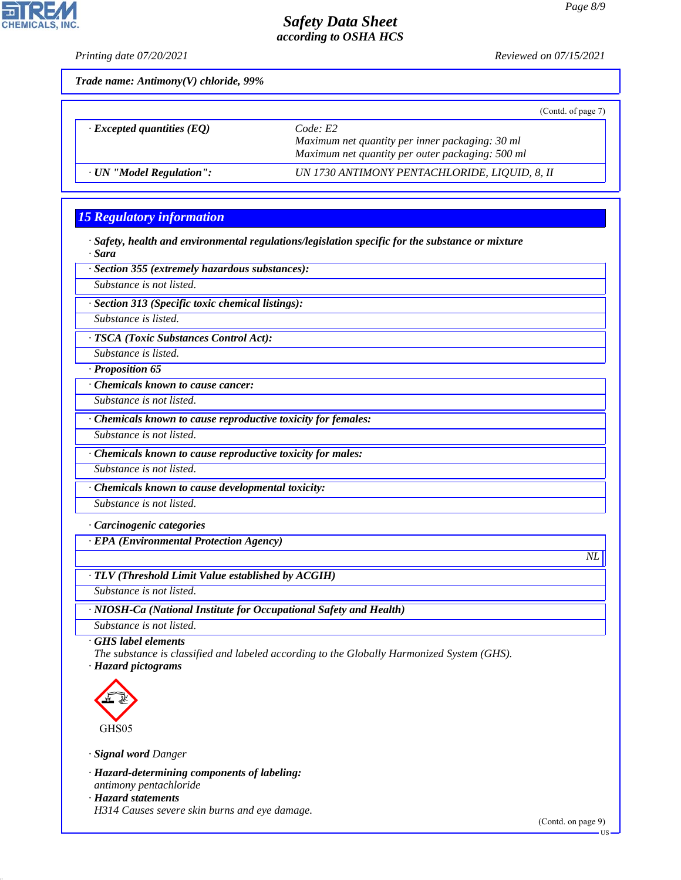**Trade name: Antimony(V) chloride, 99%**

(Contd. of page 7)

| | |
|---|---|
| · **Excepted quantities (EQ)** | Code: E2<br>Maximum net quantity per inner packaging: 30 ml<br>Maximum net quantity per outer packaging: 500 ml |
| · **UN "Model Regulation":** | UN 1730 ANTIMONY PENTACHLORIDE, LIQUID, 8, II |

## 15 Regulatory information

· **Safety, health and environmental regulations/legislation specific for the substance or mixture**
· **Sara**

· **Section 355 (extremely hazardous substances):**
Substance is not listed.

· **Section 313 (Specific toxic chemical listings):**
Substance is listed.

· **TSCA (Toxic Substances Control Act):**
Substance is listed.

· **Proposition 65**

· **Chemicals known to cause cancer:**
Substance is not listed.

· **Chemicals known to cause reproductive toxicity for females:**
Substance is not listed.

· **Chemicals known to cause reproductive toxicity for males:**
Substance is not listed.

· **Chemicals known to cause developmental toxicity:**
Substance is not listed.

· **Carcinogenic categories**

· **EPA (Environmental Protection Agency)**
NL

· **TLV (Threshold Limit Value established by ACGIH)**
Substance is not listed.

· **NIOSH-Ca (National Institute for Occupational Safety and Health)**
Substance is not listed.

· **GHS label elements**
The substance is classified and labeled according to the Globally Harmonized System (GHS).
· **Hazard pictograms**

GHS05

· **Signal word** Danger

· **Hazard-determining components of labeling:**
antimony pentachloride
· **Hazard statements**
H314 Causes severe skin burns and eye damage.

(Contd. on page 9)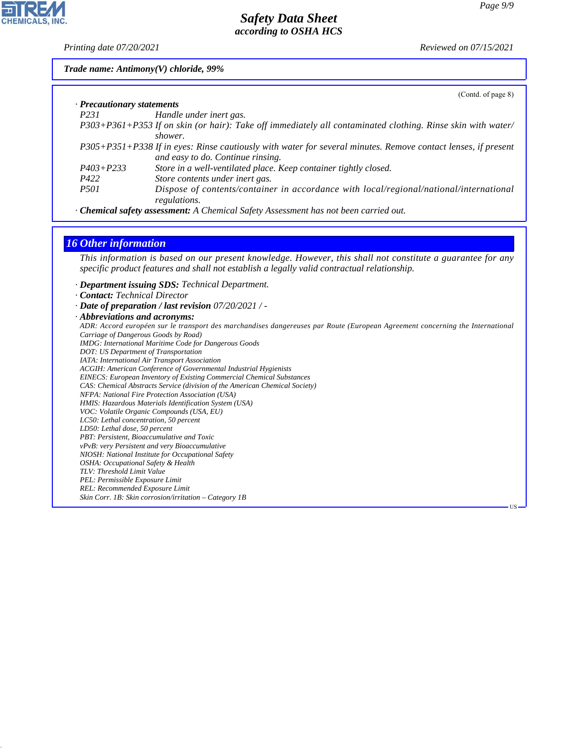**Trade name: Antimony(V) chloride, 99%**

(Contd. of page 8)

· **Precautionary statements**

| | |
|---|---|
| P231 | Handle under inert gas. |
| P303+P361+P353 | If on skin (or hair): Take off immediately all contaminated clothing. Rinse skin with water/shower. |
| P305+P351+P338 | If in eyes: Rinse cautiously with water for several minutes. Remove contact lenses, if present and easy to do. Continue rinsing. |
| P403+P233 | Store in a well-ventilated place. Keep container tightly closed. |
| P422 | Store contents under inert gas. |
| P501 | Dispose of contents/container in accordance with local/regional/national/international regulations. |

· **Chemical safety assessment:** A Chemical Safety Assessment has not been carried out.

## 16 Other information

This information is based on our present knowledge. However, this shall not constitute a guarantee for any specific product features and shall not establish a legally valid contractual relationship.

· **Department issuing SDS:** Technical Department.
· **Contact:** Technical Director
· **Date of preparation / last revision** 07/20/2021 / -
· **Abbreviations and acronyms:**

ADR: Accord européen sur le transport des marchandises dangereuses par Route (European Agreement concerning the International Carriage of Dangerous Goods by Road)
IMDG: International Maritime Code for Dangerous Goods
DOT: US Department of Transportation
IATA: International Air Transport Association
ACGIH: American Conference of Governmental Industrial Hygienists
EINECS: European Inventory of Existing Commercial Chemical Substances
CAS: Chemical Abstracts Service (division of the American Chemical Society)
NFPA: National Fire Protection Association (USA)
HMIS: Hazardous Materials Identification System (USA)
VOC: Volatile Organic Compounds (USA, EU)
LC50: Lethal concentration, 50 percent
LD50: Lethal dose, 50 percent
PBT: Persistent, Bioaccumulative and Toxic
vPvB: very Persistent and very Bioaccumulative
NIOSH: National Institute for Occupational Safety
OSHA: Occupational Safety & Health
TLV: Threshold Limit Value
PEL: Permissible Exposure Limit
REL: Recommended Exposure Limit
Skin Corr. 1B: Skin corrosion/irritation – Category 1B